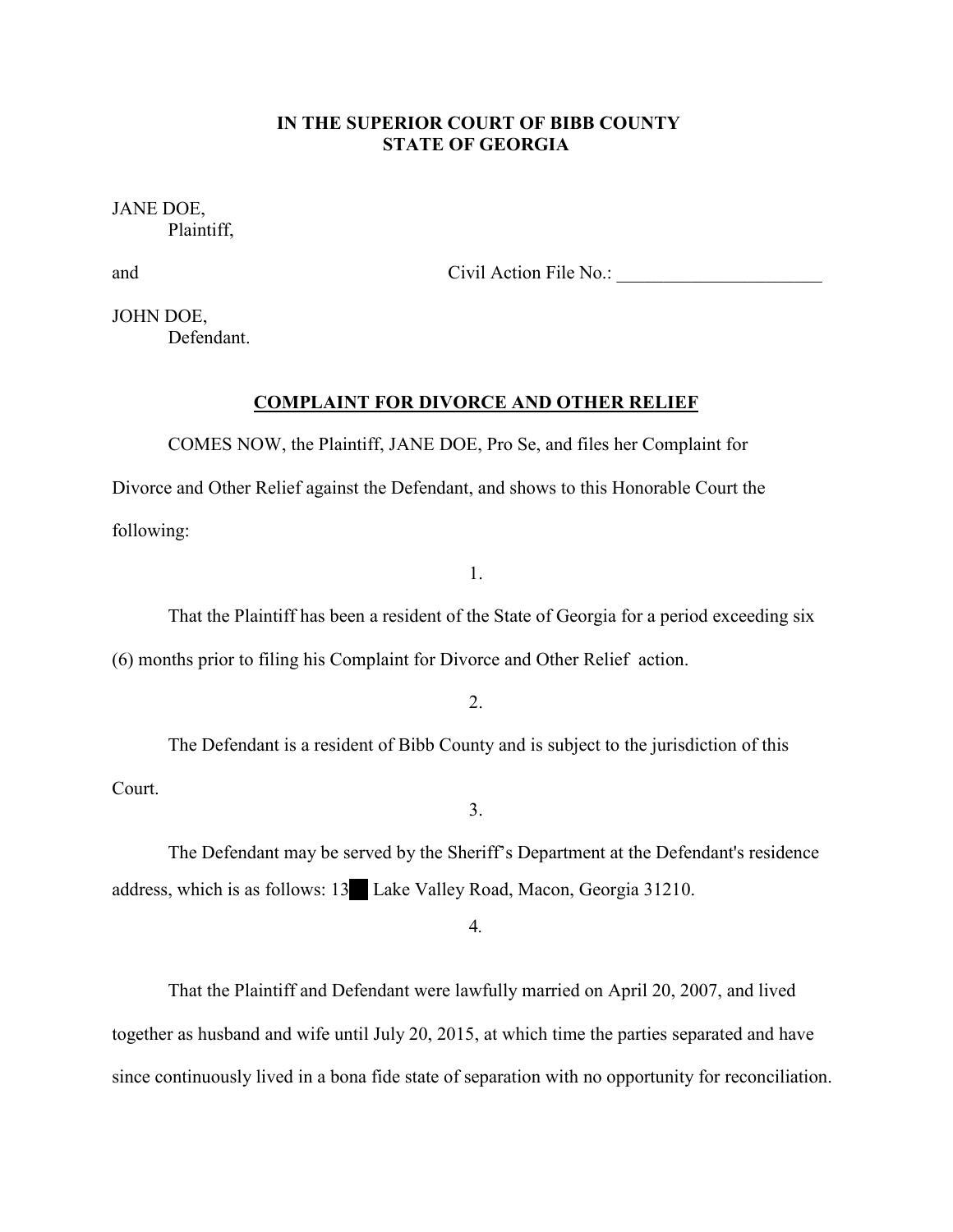**IN THE SUPERIOR COURT OF BIBB COUNTY**
**STATE OF GEORGIA**

JANE DOE,
Plaintiff,

and Civil Action File No.: ______________________

JOHN DOE,
Defendant.

**COMPLAINT FOR DIVORCE AND OTHER RELIEF**

COMES NOW, the Plaintiff, JANE DOE, Pro Se, and files her Complaint for Divorce and Other Relief against the Defendant, and shows to this Honorable Court the following:

1.

That the Plaintiff has been a resident of the State of Georgia for a period exceeding six (6) months prior to filing his Complaint for Divorce and Other Relief action.

2.

The Defendant is a resident of Bibb County and is subject to the jurisdiction of this Court.

3.

The Defendant may be served by the Sheriff's Department at the Defendant's residence address, which is as follows: 13█ Lake Valley Road, Macon, Georgia 31210.

4.

That the Plaintiff and Defendant were lawfully married on April 20, 2007, and lived together as husband and wife until July 20, 2015, at which time the parties separated and have since continuously lived in a bona fide state of separation with no opportunity for reconciliation.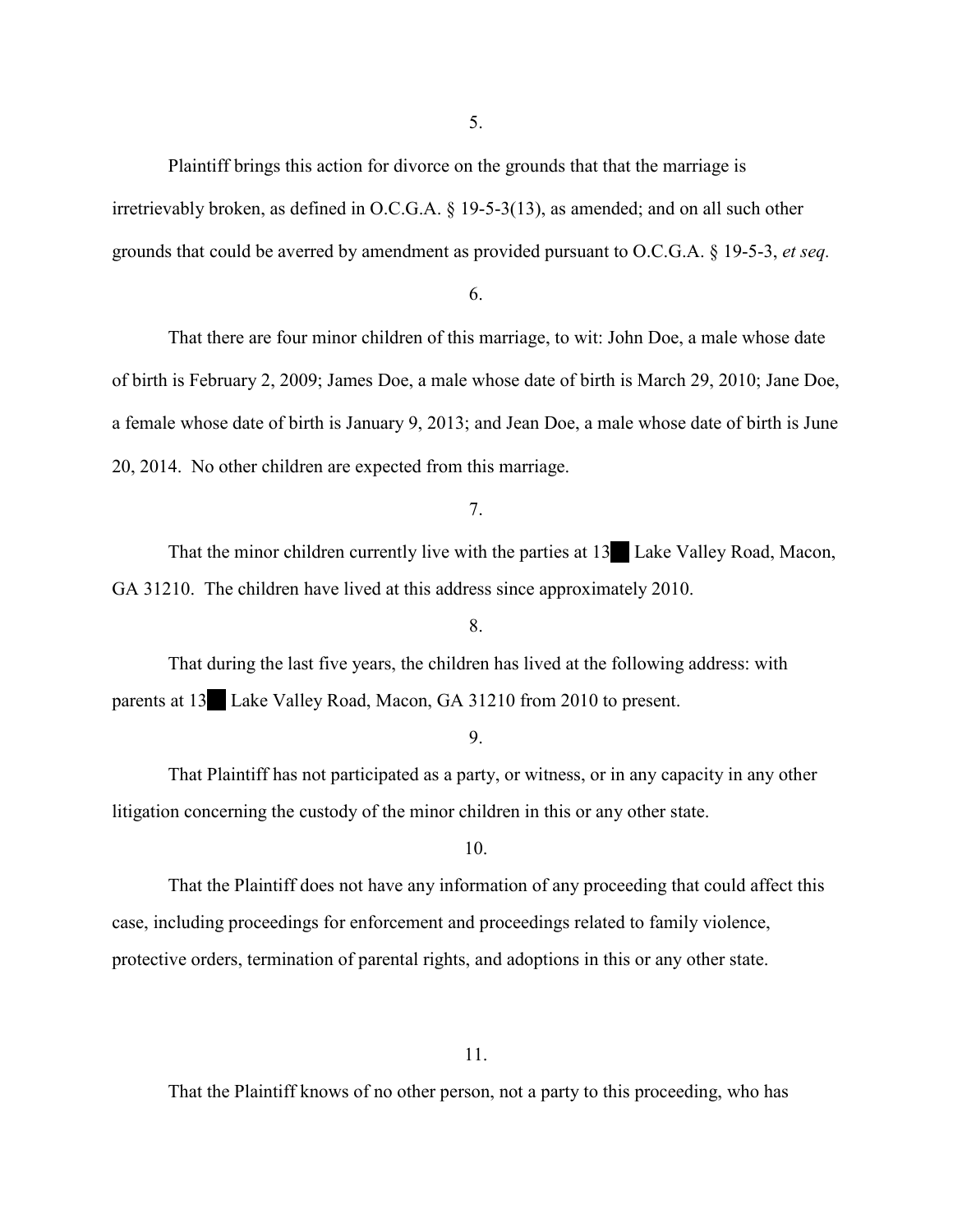5.

Plaintiff brings this action for divorce on the grounds that that the marriage is irretrievably broken, as defined in O.C.G.A. § 19-5-3(13), as amended; and on all such other grounds that could be averred by amendment as provided pursuant to O.C.G.A. § 19-5-3, *et seq.*

6.

That there are four minor children of this marriage, to wit: John Doe, a male whose date of birth is February 2, 2009; James Doe, a male whose date of birth is March 29, 2010; Jane Doe, a female whose date of birth is January 9, 2013; and Jean Doe, a male whose date of birth is June 20, 2014. No other children are expected from this marriage.

7.

That the minor children currently live with the parties at 13██ Lake Valley Road, Macon, GA 31210. The children have lived at this address since approximately 2010.

8.

That during the last five years, the children has lived at the following address: with parents at 13██ Lake Valley Road, Macon, GA 31210 from 2010 to present.

9.

That Plaintiff has not participated as a party, or witness, or in any capacity in any other litigation concerning the custody of the minor children in this or any other state.

10.

That the Plaintiff does not have any information of any proceeding that could affect this case, including proceedings for enforcement and proceedings related to family violence, protective orders, termination of parental rights, and adoptions in this or any other state.

11.

That the Plaintiff knows of no other person, not a party to this proceeding, who has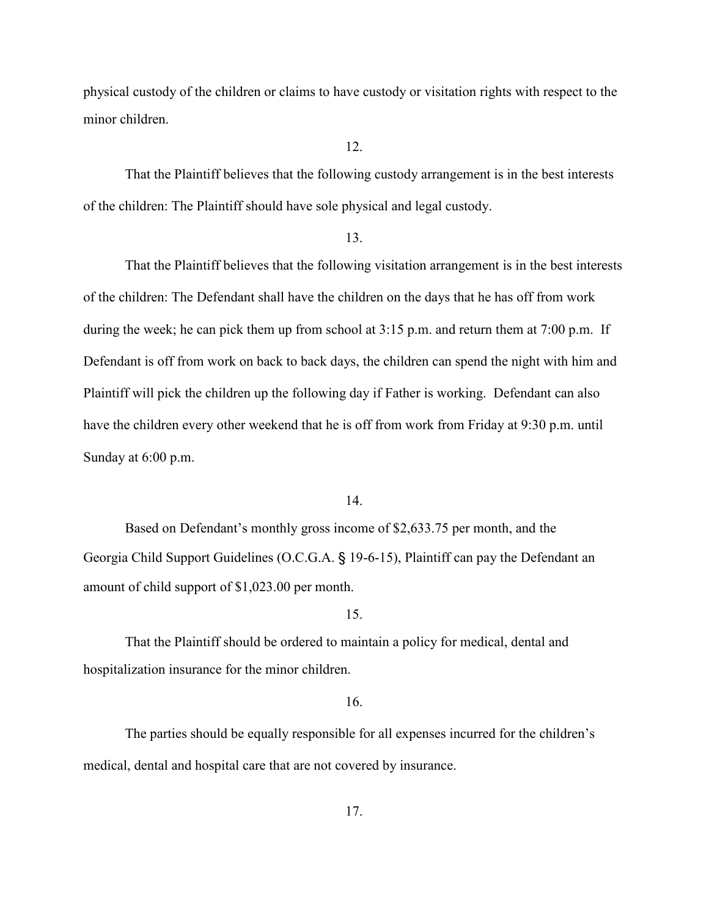physical custody of the children or claims to have custody or visitation rights with respect to the minor children.

12.

That the Plaintiff believes that the following custody arrangement is in the best interests of the children: The Plaintiff should have sole physical and legal custody.

13.

That the Plaintiff believes that the following visitation arrangement is in the best interests of the children: The Defendant shall have the children on the days that he has off from work during the week; he can pick them up from school at 3:15 p.m. and return them at 7:00 p.m. If Defendant is off from work on back to back days, the children can spend the night with him and Plaintiff will pick the children up the following day if Father is working. Defendant can also have the children every other weekend that he is off from work from Friday at 9:30 p.m. until Sunday at 6:00 p.m.

14.

Based on Defendant's monthly gross income of $2,633.75 per month, and the Georgia Child Support Guidelines (O.C.G.A. § 19-6-15), Plaintiff can pay the Defendant an amount of child support of $1,023.00 per month.

15.

That the Plaintiff should be ordered to maintain a policy for medical, dental and hospitalization insurance for the minor children.

16.

The parties should be equally responsible for all expenses incurred for the children's medical, dental and hospital care that are not covered by insurance.

17.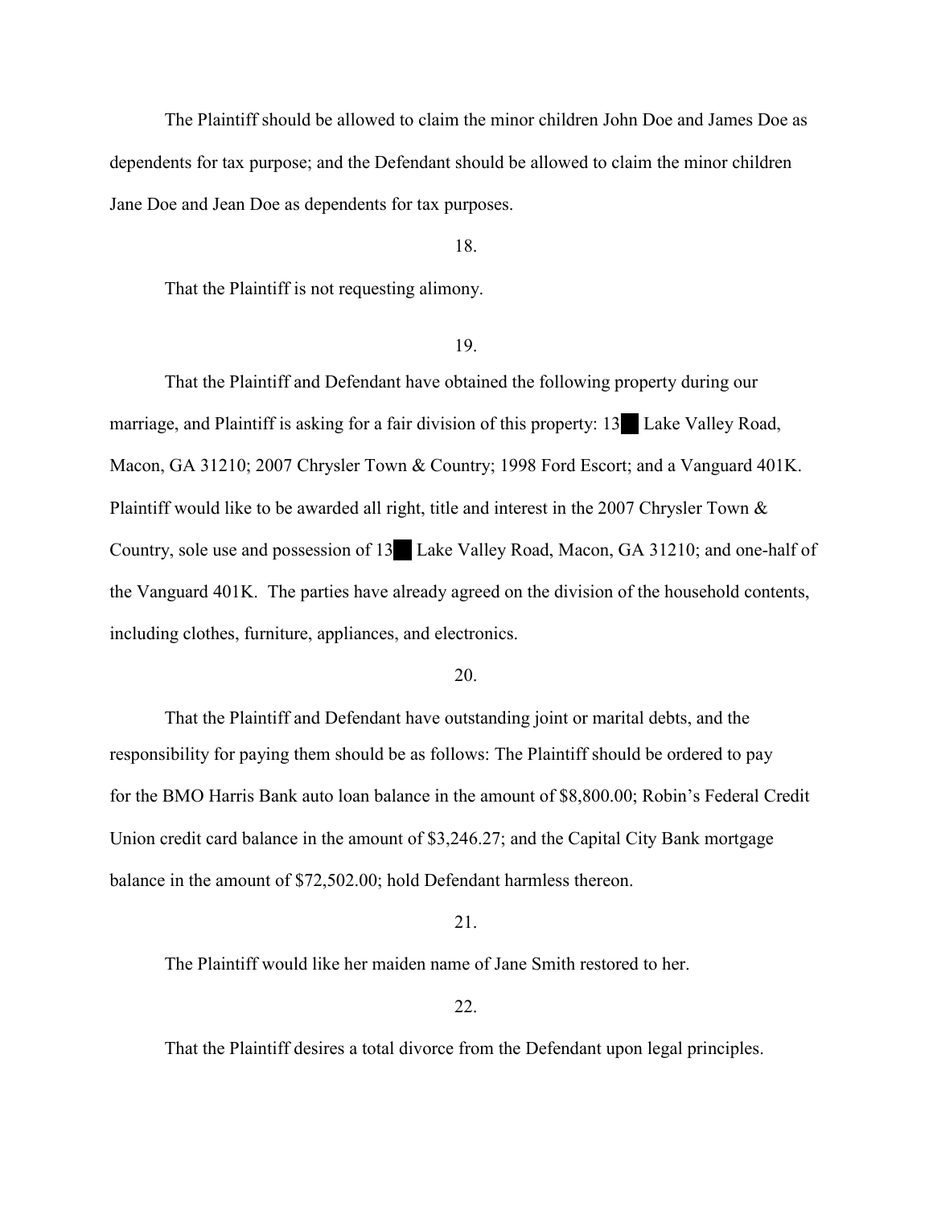The Plaintiff should be allowed to claim the minor children John Doe and James Doe as dependents for tax purpose; and the Defendant should be allowed to claim the minor children Jane Doe and Jean Doe as dependents for tax purposes.

18.

That the Plaintiff is not requesting alimony.

19.

That the Plaintiff and Defendant have obtained the following property during our marriage, and Plaintiff is asking for a fair division of this property: 13██ Lake Valley Road, Macon, GA 31210; 2007 Chrysler Town & Country; 1998 Ford Escort; and a Vanguard 401K. Plaintiff would like to be awarded all right, title and interest in the 2007 Chrysler Town & Country, sole use and possession of 13██ Lake Valley Road, Macon, GA 31210; and one-half of the Vanguard 401K. The parties have already agreed on the division of the household contents, including clothes, furniture, appliances, and electronics.

20.

That the Plaintiff and Defendant have outstanding joint or marital debts, and the responsibility for paying them should be as follows: The Plaintiff should be ordered to pay for the BMO Harris Bank auto loan balance in the amount of $8,800.00; Robin's Federal Credit Union credit card balance in the amount of $3,246.27; and the Capital City Bank mortgage balance in the amount of $72,502.00; hold Defendant harmless thereon.

21.

The Plaintiff would like her maiden name of Jane Smith restored to her.

22.

That the Plaintiff desires a total divorce from the Defendant upon legal principles.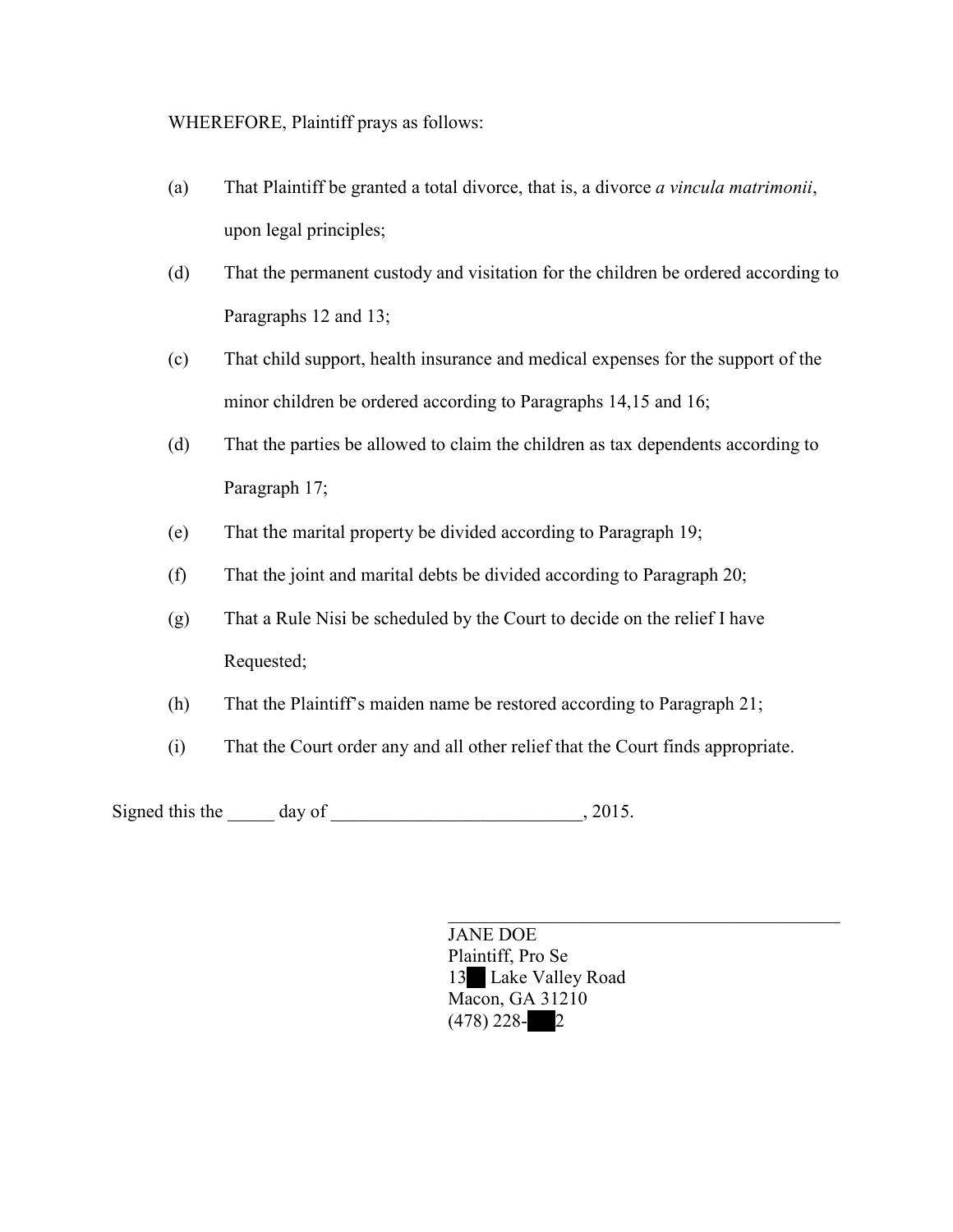WHEREFORE, Plaintiff prays as follows:

(a) That Plaintiff be granted a total divorce, that is, a divorce *a vincula matrimonii*, upon legal principles;

(d) That the permanent custody and visitation for the children be ordered according to Paragraphs 12 and 13;

(c) That child support, health insurance and medical expenses for the support of the minor children be ordered according to Paragraphs 14,15 and 16;

(d) That the parties be allowed to claim the children as tax dependents according to Paragraph 17;

(e) That the marital property be divided according to Paragraph 19;

(f) That the joint and marital debts be divided according to Paragraph 20;

(g) That a Rule Nisi be scheduled by the Court to decide on the relief I have Requested;

(h) That the Plaintiff's maiden name be restored according to Paragraph 21;

(i) That the Court order any and all other relief that the Court finds appropriate.

Signed this the _____ day of ___________________________, 2015.

\_\_\_\_\_\_\_\_\_\_\_\_\_\_\_\_\_\_\_\_\_\_\_\_\_\_\_\_\_\_\_\_\_\_\_\_\_\_\_\_\_\_\_\_

JANE DOE  
Plaintiff, Pro Se  
13██ Lake Valley Road  
Macon, GA 31210  
(478) 228-███2